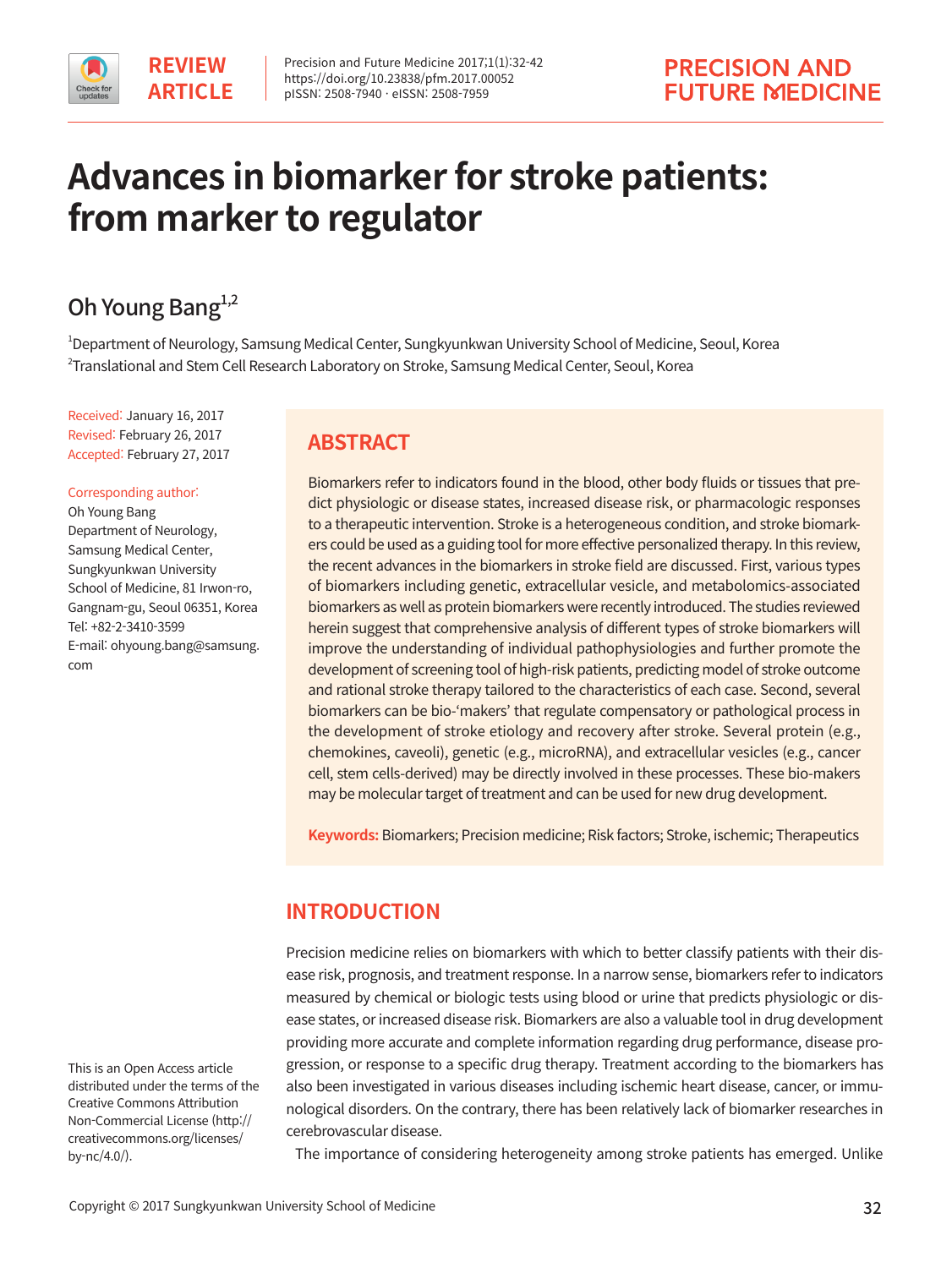REVIEW ARTICLE

# Advances in biomarker for stroke patients: from marker to regulator

Oh Young Bang[1,2]

[1]Department of Neurology, Samsung Medical Center, Sungkyunkwan University School of Medicine, Seoul, Korea
[2]Translational and Stem Cell Research Laboratory on Stroke, Samsung Medical Center, Seoul, Korea

Received: January 16, 2017
Revised: February 26, 2017
Accepted: February 27, 2017

Corresponding author:
Oh Young Bang
Department of Neurology, Samsung Medical Center, Sungkyunkwan University School of Medicine, 81 Irwon-ro, Gangnam-gu, Seoul 06351, Korea
Tel: +82-2-3410-3599
E-mail: ohyoung.bang@samsung.com

## ABSTRACT

Biomarkers refer to indicators found in the blood, other body fluids or tissues that predict physiologic or disease states, increased disease risk, or pharmacologic responses to a therapeutic intervention. Stroke is a heterogeneous condition, and stroke biomarkers could be used as a guiding tool for more effective personalized therapy. In this review, the recent advances in the biomarkers in stroke field are discussed. First, various types of biomarkers including genetic, extracellular vesicle, and metabolomics-associated biomarkers as well as protein biomarkers were recently introduced. The studies reviewed herein suggest that comprehensive analysis of different types of stroke biomarkers will improve the understanding of individual pathophysiologies and further promote the development of screening tool of high-risk patients, predicting model of stroke outcome and rational stroke therapy tailored to the characteristics of each case. Second, several biomarkers can be bio-'makers' that regulate compensatory or pathological process in the development of stroke etiology and recovery after stroke. Several protein (e.g., chemokines, caveoli), genetic (e.g., microRNA), and extracellular vesicles (e.g., cancer cell, stem cells-derived) may be directly involved in these processes. These bio-makers may be molecular target of treatment and can be used for new drug development.

**Keywords:** Biomarkers; Precision medicine; Risk factors; Stroke, ischemic; Therapeutics

## INTRODUCTION

Precision medicine relies on biomarkers with which to better classify patients with their disease risk, prognosis, and treatment response. In a narrow sense, biomarkers refer to indicators measured by chemical or biologic tests using blood or urine that predicts physiologic or disease states, or increased disease risk. Biomarkers are also a valuable tool in drug development providing more accurate and complete information regarding drug performance, disease progression, or response to a specific drug therapy. Treatment according to the biomarkers has also been investigated in various diseases including ischemic heart disease, cancer, or immunological disorders. On the contrary, there has been relatively lack of biomarker researches in cerebrovascular disease.

The importance of considering heterogeneity among stroke patients has emerged. Unlike

This is an Open Access article distributed under the terms of the Creative Commons Attribution Non-Commercial License (http://creativecommons.org/licenses/by-nc/4.0/).

Copyright © 2017 Sungkyunkwan University School of Medicine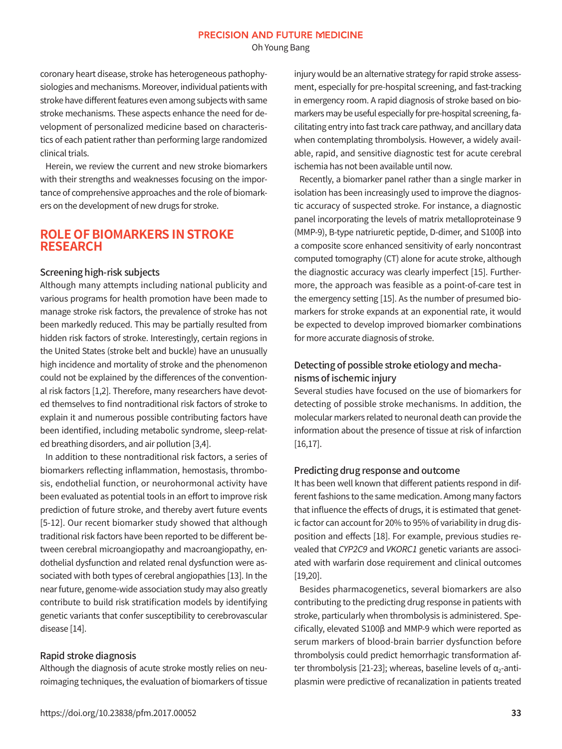coronary heart disease, stroke has heterogeneous pathophysiologies and mechanisms. Moreover, individual patients with stroke have different features even among subjects with same stroke mechanisms. These aspects enhance the need for development of personalized medicine based on characteristics of each patient rather than performing large randomized clinical trials.

Herein, we review the current and new stroke biomarkers with their strengths and weaknesses focusing on the importance of comprehensive approaches and the role of biomarkers on the development of new drugs for stroke.

## ROLE OF BIOMARKERS IN STROKE RESEARCH

### Screening high-risk subjects

Although many attempts including national publicity and various programs for health promotion have been made to manage stroke risk factors, the prevalence of stroke has not been markedly reduced. This may be partially resulted from hidden risk factors of stroke. Interestingly, certain regions in the United States (stroke belt and buckle) have an unusually high incidence and mortality of stroke and the phenomenon could not be explained by the differences of the conventional risk factors [1,2]. Therefore, many researchers have devoted themselves to find nontraditional risk factors of stroke to explain it and numerous possible contributing factors have been identified, including metabolic syndrome, sleep-related breathing disorders, and air pollution [3,4].

In addition to these nontraditional risk factors, a series of biomarkers reflecting inflammation, hemostasis, thrombosis, endothelial function, or neurohormonal activity have been evaluated as potential tools in an effort to improve risk prediction of future stroke, and thereby avert future events [5-12]. Our recent biomarker study showed that although traditional risk factors have been reported to be different between cerebral microangiopathy and macroangiopathy, endothelial dysfunction and related renal dysfunction were associated with both types of cerebral angiopathies [13]. In the near future, genome-wide association study may also greatly contribute to build risk stratification models by identifying genetic variants that confer susceptibility to cerebrovascular disease [14].

### Rapid stroke diagnosis

Although the diagnosis of acute stroke mostly relies on neuroimaging techniques, the evaluation of biomarkers of tissue injury would be an alternative strategy for rapid stroke assessment, especially for pre-hospital screening, and fast-tracking in emergency room. A rapid diagnosis of stroke based on biomarkers may be useful especially for pre-hospital screening, facilitating entry into fast track care pathway, and ancillary data when contemplating thrombolysis. However, a widely available, rapid, and sensitive diagnostic test for acute cerebral ischemia has not been available until now.

Recently, a biomarker panel rather than a single marker in isolation has been increasingly used to improve the diagnostic accuracy of suspected stroke. For instance, a diagnostic panel incorporating the levels of matrix metalloproteinase 9 (MMP-9), B-type natriuretic peptide, D-dimer, and S100β into a composite score enhanced sensitivity of early noncontrast computed tomography (CT) alone for acute stroke, although the diagnostic accuracy was clearly imperfect [15]. Furthermore, the approach was feasible as a point-of-care test in the emergency setting [15]. As the number of presumed biomarkers for stroke expands at an exponential rate, it would be expected to develop improved biomarker combinations for more accurate diagnosis of stroke.

### Detecting of possible stroke etiology and mechanisms of ischemic injury

Several studies have focused on the use of biomarkers for detecting of possible stroke mechanisms. In addition, the molecular markers related to neuronal death can provide the information about the presence of tissue at risk of infarction [16,17].

### Predicting drug response and outcome

It has been well known that different patients respond in different fashions to the same medication. Among many factors that influence the effects of drugs, it is estimated that genetic factor can account for 20% to 95% of variability in drug disposition and effects [18]. For example, previous studies revealed that *CYP2C9* and *VKORC1* genetic variants are associated with warfarin dose requirement and clinical outcomes [19,20].

Besides pharmacogenetics, several biomarkers are also contributing to the predicting drug response in patients with stroke, particularly when thrombolysis is administered. Specifically, elevated S100β and MMP-9 which were reported as serum markers of blood-brain barrier dysfunction before thrombolysis could predict hemorrhagic transformation after thrombolysis [21-23]; whereas, baseline levels of $\alpha_2$-antiplasmin were predictive of recanalization in patients treated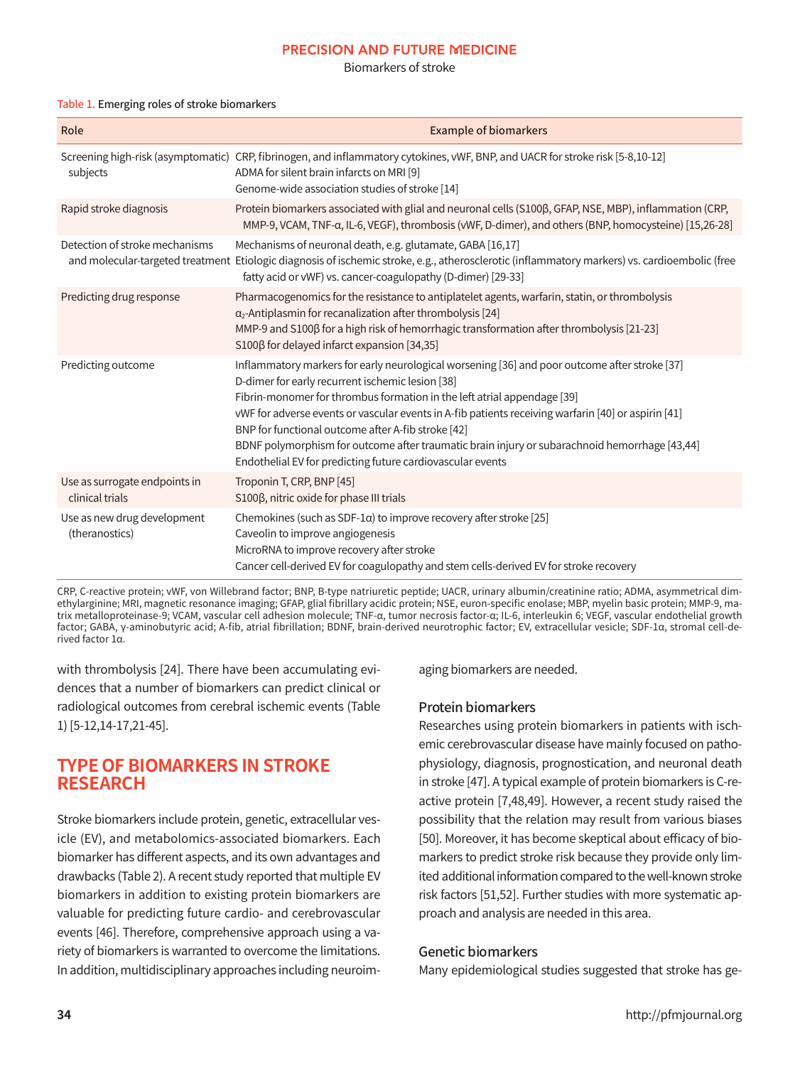Table 1. Emerging roles of stroke biomarkers

| Role | Example of biomarkers |
|---|---|
| Screening high-risk (asymptomatic) subjects | CRP, fibrinogen, and inflammatory cytokines, vWF, BNP, and UACR for stroke risk [5-8,10-12]<br>ADMA for silent brain infarcts on MRI [9]<br>Genome-wide association studies of stroke [14] |
| Rapid stroke diagnosis | Protein biomarkers associated with glial and neuronal cells (S100β, GFAP, NSE, MBP), inflammation (CRP, MMP-9, VCAM, TNF-α, IL-6, VEGF), thrombosis (vWF, D-dimer), and others (BNP, homocysteine) [15,26-28] |
| Detection of stroke mechanisms and molecular-targeted treatment | Mechanisms of neuronal death, e.g. glutamate, GABA [16,17]<br>Etiologic diagnosis of ischemic stroke, e.g., atherosclerotic (inflammatory markers) vs. cardioembolic (free fatty acid or vWF) vs. cancer-coagulopathy (D-dimer) [29-33] |
| Predicting drug response | Pharmacogenomics for the resistance to antiplatelet agents, warfarin, statin, or thrombolysis<br>$\alpha_2$-Antiplasmin for recanalization after thrombolysis [24]<br>MMP-9 and S100β for a high risk of hemorrhagic transformation after thrombolysis [21-23]<br>S100β for delayed infarct expansion [34,35] |
| Predicting outcome | Inflammatory markers for early neurological worsening [36] and poor outcome after stroke [37]<br>D-dimer for early recurrent ischemic lesion [38]<br>Fibrin-monomer for thrombus formation in the left atrial appendage [39]<br>vWF for adverse events or vascular events in A-fib patients receiving warfarin [40] or aspirin [41]<br>BNP for functional outcome after A-fib stroke [42]<br>BDNF polymorphism for outcome after traumatic brain injury or subarachnoid hemorrhage [43,44]<br>Endothelial EV for predicting future cardiovascular events |
| Use as surrogate endpoints in clinical trials | Troponin T, CRP, BNP [45]<br>S100β, nitric oxide for phase III trials |
| Use as new drug development (theranostics) | Chemokines (such as SDF-1α) to improve recovery after stroke [25]<br>Caveolin to improve angiogenesis<br>MicroRNA to improve recovery after stroke<br>Cancer cell-derived EV for coagulopathy and stem cells-derived EV for stroke recovery |

CRP, C-reactive protein; vWF, von Willebrand factor; BNP, B-type natriuretic peptide; UACR, urinary albumin/creatinine ratio; ADMA, asymmetrical dimethylarginine; MRI, magnetic resonance imaging; GFAP, glial fibrillary acidic protein; NSE, euron-specific enolase; MBP, myelin basic protein; MMP-9, matrix metalloproteinase-9; VCAM, vascular cell adhesion molecule; TNF-α, tumor necrosis factor-α; IL-6, interleukin 6; VEGF, vascular endothelial growth factor; GABA, γ-aminobutyric acid; A-fib, atrial fibrillation; BDNF, brain-derived neurotrophic factor; EV, extracellular vesicle; SDF-1α, stromal cell-derived factor 1α.

with thrombolysis [24]. There have been accumulating evidences that a number of biomarkers can predict clinical or radiological outcomes from cerebral ischemic events (Table 1) [5-12,14-17,21-45].

## TYPE OF BIOMARKERS IN STROKE RESEARCH

Stroke biomarkers include protein, genetic, extracellular vesicle (EV), and metabolomics-associated biomarkers. Each biomarker has different aspects, and its own advantages and drawbacks (Table 2). A recent study reported that multiple EV biomarkers in addition to existing protein biomarkers are valuable for predicting future cardio- and cerebrovascular events [46]. Therefore, comprehensive approach using a variety of biomarkers is warranted to overcome the limitations. In addition, multidisciplinary approaches including neuroimaging biomarkers are needed.

### Protein biomarkers

Researches using protein biomarkers in patients with ischemic cerebrovascular disease have mainly focused on pathophysiology, diagnosis, prognostication, and neuronal death in stroke [47]. A typical example of protein biomarkers is C-reactive protein [7,48,49]. However, a recent study raised the possibility that the relation may result from various biases [50]. Moreover, it has become skeptical about efficacy of biomarkers to predict stroke risk because they provide only limited additional information compared to the well-known stroke risk factors [51,52]. Further studies with more systematic approach and analysis are needed in this area.

### Genetic biomarkers

Many epidemiological studies suggested that stroke has ge-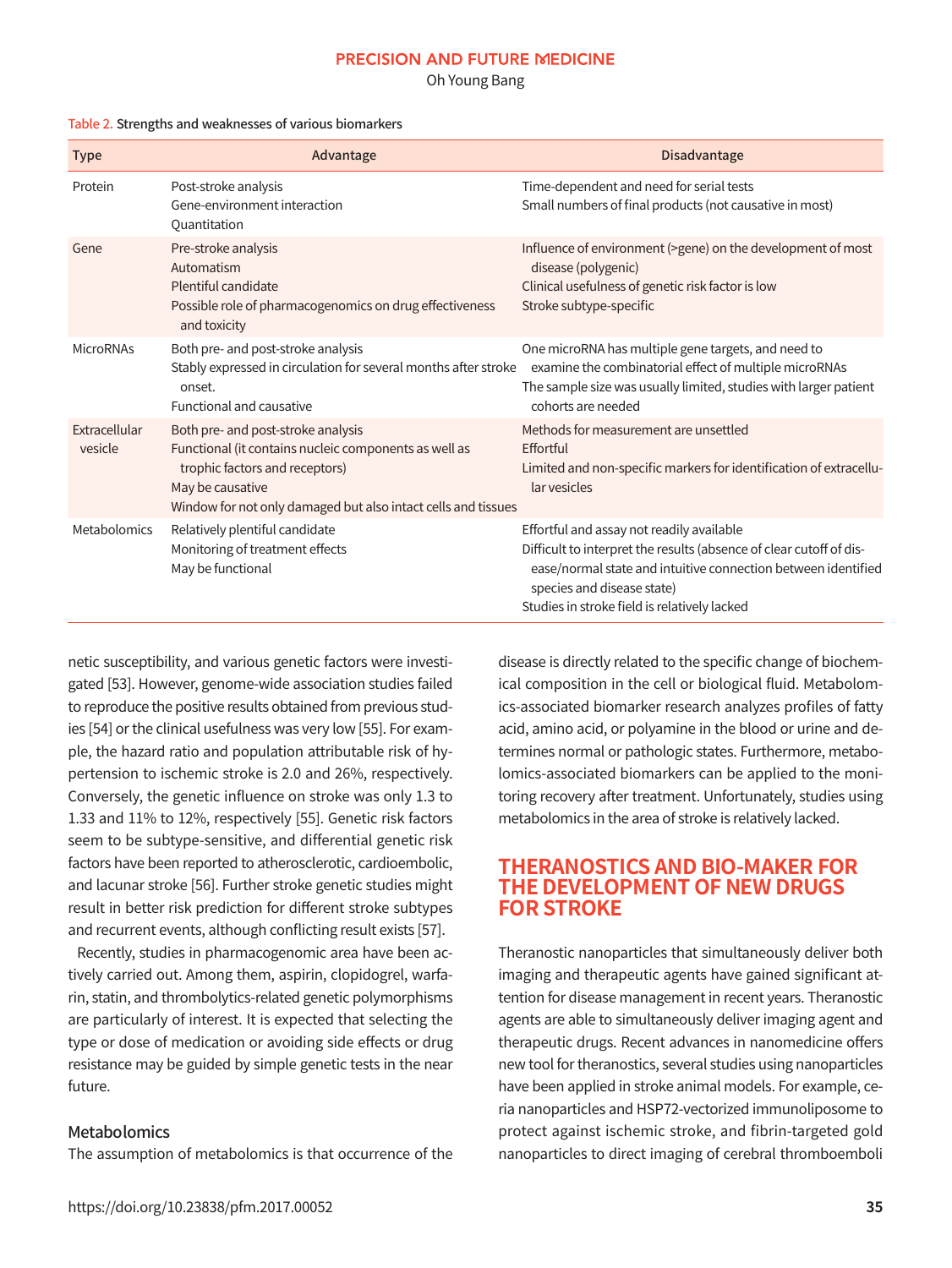Table 2. Strengths and weaknesses of various biomarkers

| Type | Advantage | Disadvantage |
|---|---|---|
| Protein | Post-stroke analysis<br>Gene-environment interaction<br>Quantitation | Time-dependent and need for serial tests<br>Small numbers of final products (not causative in most) |
| Gene | Pre-stroke analysis<br>Automatism<br>Plentiful candidate<br>Possible role of pharmacogenomics on drug effectiveness and toxicity | Influence of environment (>gene) on the development of most disease (polygenic)<br>Clinical usefulness of genetic risk factor is low<br>Stroke subtype-specific |
| MicroRNAs | Both pre- and post-stroke analysis<br>Stably expressed in circulation for several months after stroke onset.<br>Functional and causative | One microRNA has multiple gene targets, and need to examine the combinatorial effect of multiple microRNAs<br>The sample size was usually limited, studies with larger patient cohorts are needed |
| Extracellular vesicle | Both pre- and post-stroke analysis<br>Functional (it contains nucleic components as well as trophic factors and receptors)<br>May be causative<br>Window for not only damaged but also intact cells and tissues | Methods for measurement are unsettled<br>Effortful<br>Limited and non-specific markers for identification of extracellular vesicles |
| Metabolomics | Relatively plentiful candidate<br>Monitoring of treatment effects<br>May be functional | Effortful and assay not readily available<br>Difficult to interpret the results (absence of clear cutoff of disease/normal state and intuitive connection between identified species and disease state)<br>Studies in stroke field is relatively lacked |

netic susceptibility, and various genetic factors were investigated [53]. However, genome-wide association studies failed to reproduce the positive results obtained from previous studies [54] or the clinical usefulness was very low [55]. For example, the hazard ratio and population attributable risk of hypertension to ischemic stroke is 2.0 and 26%, respectively. Conversely, the genetic influence on stroke was only 1.3 to 1.33 and 11% to 12%, respectively [55]. Genetic risk factors seem to be subtype-sensitive, and differential genetic risk factors have been reported to atherosclerotic, cardioembolic, and lacunar stroke [56]. Further stroke genetic studies might result in better risk prediction for different stroke subtypes and recurrent events, although conflicting result exists [57].

Recently, studies in pharmacogenomic area have been actively carried out. Among them, aspirin, clopidogrel, warfarin, statin, and thrombolytics-related genetic polymorphisms are particularly of interest. It is expected that selecting the type or dose of medication or avoiding side effects or drug resistance may be guided by simple genetic tests in the near future.

### Metabolomics

The assumption of metabolomics is that occurrence of the disease is directly related to the specific change of biochemical composition in the cell or biological fluid. Metabolomics-associated biomarker research analyzes profiles of fatty acid, amino acid, or polyamine in the blood or urine and determines normal or pathologic states. Furthermore, metabolomics-associated biomarkers can be applied to the monitoring recovery after treatment. Unfortunately, studies using metabolomics in the area of stroke is relatively lacked.

## THERANOSTICS AND BIO-MAKER FOR THE DEVELOPMENT OF NEW DRUGS FOR STROKE

Theranostic nanoparticles that simultaneously deliver both imaging and therapeutic agents have gained significant attention for disease management in recent years. Theranostic agents are able to simultaneously deliver imaging agent and therapeutic drugs. Recent advances in nanomedicine offers new tool for theranostics, several studies using nanoparticles have been applied in stroke animal models. For example, ceria nanoparticles and HSP72-vectorized immunoliposome to protect against ischemic stroke, and fibrin-targeted gold nanoparticles to direct imaging of cerebral thromboemboli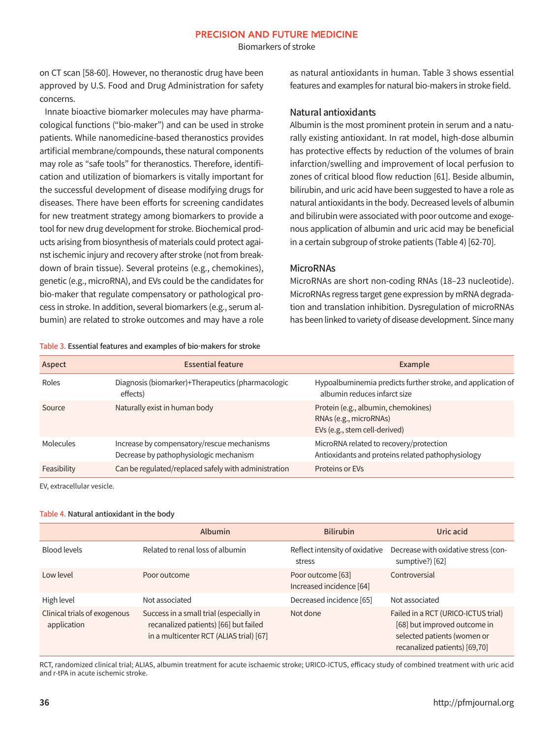on CT scan [58-60]. However, no theranostic drug have been approved by U.S. Food and Drug Administration for safety concerns.

Innate bioactive biomarker molecules may have pharmacological functions (“bio-maker”) and can be used in stroke patients. While nanomedicine-based theranostics provides artificial membrane/compounds, these natural components may role as “safe tools” for theranostics. Therefore, identification and utilization of biomarkers is vitally important for the successful development of disease modifying drugs for diseases. There have been efforts for screening candidates for new treatment strategy among biomarkers to provide a tool for new drug development for stroke. Biochemical products arising from biosynthesis of materials could protect against ischemic injury and recovery after stroke (not from breakdown of brain tissue). Several proteins (e.g., chemokines), genetic (e.g., microRNA), and EVs could be the candidates for bio-maker that regulate compensatory or pathological process in stroke. In addition, several biomarkers (e.g., serum albumin) are related to stroke outcomes and may have a role as natural antioxidants in human. Table 3 shows essential features and examples for natural bio-makers in stroke field.

### Natural antioxidants

Albumin is the most prominent protein in serum and a naturally existing antioxidant. In rat model, high-dose albumin has protective effects by reduction of the volumes of brain infarction/swelling and improvement of local perfusion to zones of critical blood flow reduction [61]. Beside albumin, bilirubin, and uric acid have been suggested to have a role as natural antioxidants in the body. Decreased levels of albumin and bilirubin were associated with poor outcome and exogenous application of albumin and uric acid may be beneficial in a certain subgroup of stroke patients (Table 4) [62-70].

### MicroRNAs

MicroRNAs are short non-coding RNAs (18–23 nucleotide). MicroRNAs regress target gene expression by mRNA degradation and translation inhibition. Dysregulation of microRNAs has been linked to variety of disease development. Since many

Table 3. Essential features and examples of bio-makers for stroke

| Aspect | Essential feature | Example |
|---|---|---|
| Roles | Diagnosis (biomarker)+Therapeutics (pharmacologic effects) | Hypoalbuminemia predicts further stroke, and application of albumin reduces infarct size |
| Source | Naturally exist in human body | Protein (e.g., albumin, chemokines)<br>RNAs (e.g., microRNAs)<br>EVs (e.g., stem cell-derived) |
| Molecules | Increase by compensatory/rescue mechanisms<br>Decrease by pathophysiologic mechanism | MicroRNA related to recovery/protection<br>Antioxidants and proteins related pathophysiology |
| Feasibility | Can be regulated/replaced safely with administration | Proteins or EVs |

EV, extracellular vesicle.

Table 4. Natural antioxidant in the body

| | Albumin | Bilirubin | Uric acid |
|---|---|---|---|
| Blood levels | Related to renal loss of albumin | Reflect intensity of oxidative stress | Decrease with oxidative stress (consumptive?) [62] |
| Low level | Poor outcome | Poor outcome [63]<br>Increased incidence [64] | Controversial |
| High level | Not associated | Decreased incidence [65] | Not associated |
| Clinical trials of exogenous application | Success in a small trial (especially in recanalized patients) [66] but failed in a multicenter RCT (ALIAS trial) [67] | Not done | Failed in a RCT (URICO-ICTUS trial) [68] but improved outcome in selected patients (women or recanalized patients) [69,70] |

RCT, randomized clinical trial; ALIAS, albumin treatment for acute ischaemic stroke; URICO-ICTUS, efficacy study of combined treatment with uric acid and r-tPA in acute ischemic stroke.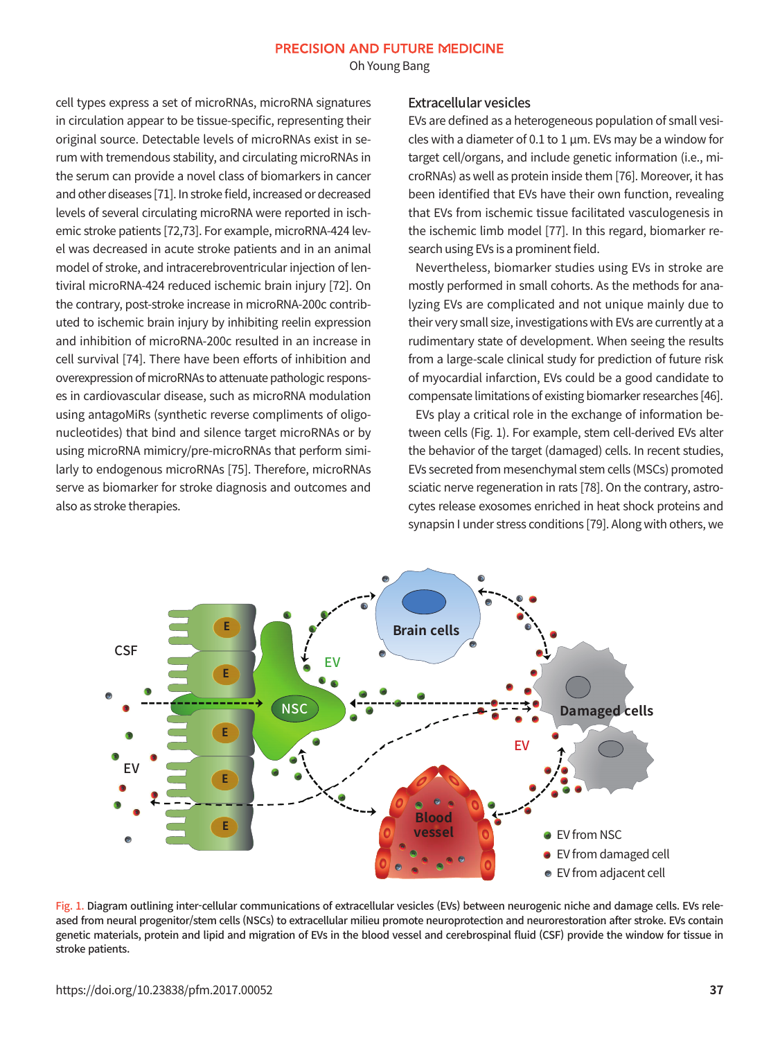cell types express a set of microRNAs, microRNA signatures in circulation appear to be tissue-specific, representing their original source. Detectable levels of microRNAs exist in serum with tremendous stability, and circulating microRNAs in the serum can provide a novel class of biomarkers in cancer and other diseases [71]. In stroke field, increased or decreased levels of several circulating microRNA were reported in ischemic stroke patients [72,73]. For example, microRNA-424 level was decreased in acute stroke patients and in an animal model of stroke, and intracerebroventricular injection of lentiviral microRNA-424 reduced ischemic brain injury [72]. On the contrary, post-stroke increase in microRNA-200c contributed to ischemic brain injury by inhibiting reelin expression and inhibition of microRNA-200c resulted in an increase in cell survival [74]. There have been efforts of inhibition and overexpression of microRNAs to attenuate pathologic responses in cardiovascular disease, such as microRNA modulation using antagoMiRs (synthetic reverse compliments of oligonucleotides) that bind and silence target microRNAs or by using microRNA mimicry/pre-microRNAs that perform similarly to endogenous microRNAs [75]. Therefore, microRNAs serve as biomarker for stroke diagnosis and outcomes and also as stroke therapies.

### Extracellular vesicles

EVs are defined as a heterogeneous population of small vesicles with a diameter of 0.1 to 1 µm. EVs may be a window for target cell/organs, and include genetic information (i.e., microRNAs) as well as protein inside them [76]. Moreover, it has been identified that EVs have their own function, revealing that EVs from ischemic tissue facilitated vasculogenesis in the ischemic limb model [77]. In this regard, biomarker research using EVs is a prominent field.

Nevertheless, biomarker studies using EVs in stroke are mostly performed in small cohorts. As the methods for analyzing EVs are complicated and not unique mainly due to their very small size, investigations with EVs are currently at a rudimentary state of development. When seeing the results from a large-scale clinical study for prediction of future risk of myocardial infarction, EVs could be a good candidate to compensate limitations of existing biomarker researches [46].

EVs play a critical role in the exchange of information between cells (Fig. 1). For example, stem cell-derived EVs alter the behavior of the target (damaged) cells. In recent studies, EVs secreted from mesenchymal stem cells (MSCs) promoted sciatic nerve regeneration in rats [78]. On the contrary, astrocytes release exosomes enriched in heat shock proteins and synapsin I under stress conditions [79]. Along with others, we

Fig. 1. Diagram outlining inter-cellular communications of extracellular vesicles (EVs) between neurogenic niche and damage cells. EVs released from neural progenitor/stem cells (NSCs) to extracellular milieu promote neuroprotection and neurorestoration after stroke. EVs contain genetic materials, protein and lipid and migration of EVs in the blood vessel and cerebrospinal fluid (CSF) provide the window for tissue in stroke patients.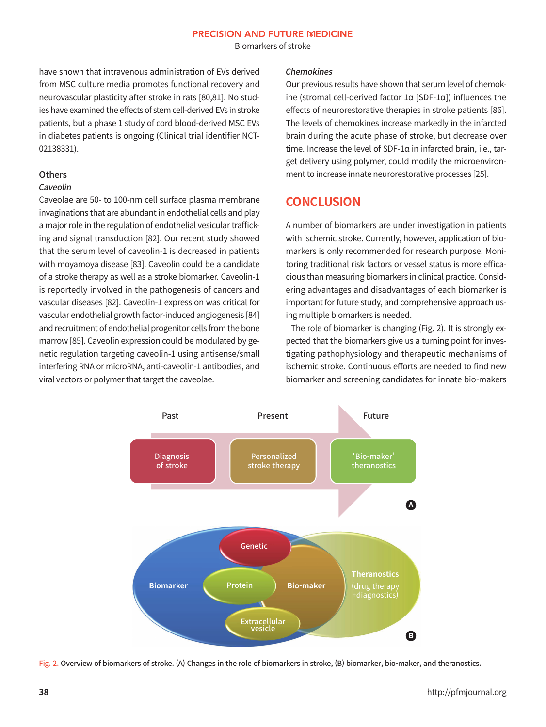have shown that intravenous administration of EVs derived from MSC culture media promotes functional recovery and neurovascular plasticity after stroke in rats [80,81]. No studies have examined the effects of stem cell-derived EVs in stroke patients, but a phase 1 study of cord blood-derived MSC EVs in diabetes patients is ongoing (Clinical trial identifier NCT-02138331).

### Others

#### *Caveolin*

Caveolae are 50- to 100-nm cell surface plasma membrane invaginations that are abundant in endothelial cells and play a major role in the regulation of endothelial vesicular trafficking and signal transduction [82]. Our recent study showed that the serum level of caveolin-1 is decreased in patients with moyamoya disease [83]. Caveolin could be a candidate of a stroke therapy as well as a stroke biomarker. Caveolin-1 is reportedly involved in the pathogenesis of cancers and vascular diseases [82]. Caveolin-1 expression was critical for vascular endothelial growth factor-induced angiogenesis [84] and recruitment of endothelial progenitor cells from the bone marrow [85]. Caveolin expression could be modulated by genetic regulation targeting caveolin-1 using antisense/small interfering RNA or microRNA, anti-caveolin-1 antibodies, and viral vectors or polymer that target the caveolae.

#### *Chemokines*

Our previous results have shown that serum level of chemokine (stromal cell-derived factor 1α [SDF-1α]) influences the effects of neurorestorative therapies in stroke patients [86]. The levels of chemokines increase markedly in the infarcted brain during the acute phase of stroke, but decrease over time. Increase the level of SDF-1α in infarcted brain, i.e., target delivery using polymer, could modify the microenvironment to increase innate neurorestorative processes [25].

## CONCLUSION

A number of biomarkers are under investigation in patients with ischemic stroke. Currently, however, application of biomarkers is only recommended for research purpose. Monitoring traditional risk factors or vessel status is more efficacious than measuring biomarkers in clinical practice. Considering advantages and disadvantages of each biomarker is important for future study, and comprehensive approach using multiple biomarkers is needed.

The role of biomarker is changing (Fig. 2). It is strongly expected that the biomarkers give us a turning point for investigating pathophysiology and therapeutic mechanisms of ischemic stroke. Continuous efforts are needed to find new biomarker and screening candidates for innate bio-makers

Fig. 2. Overview of biomarkers of stroke. (A) Changes in the role of biomarkers in stroke, (B) biomarker, bio-maker, and theranostics.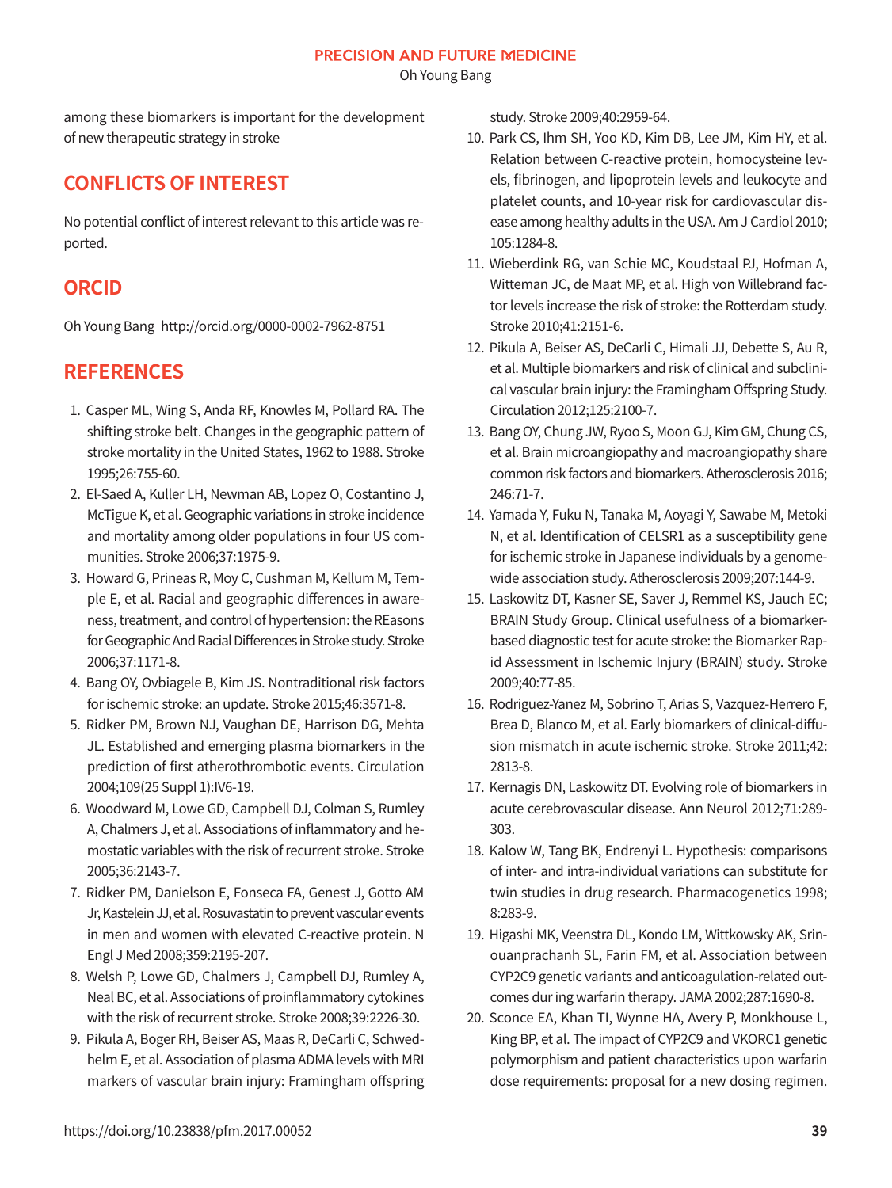among these biomarkers is important for the development of new therapeutic strategy in stroke

## CONFLICTS OF INTEREST

No potential conflict of interest relevant to this article was reported.

## ORCID

Oh Young Bang http://orcid.org/0000-0002-7962-8751

## REFERENCES

1. Casper ML, Wing S, Anda RF, Knowles M, Pollard RA. The shifting stroke belt. Changes in the geographic pattern of stroke mortality in the United States, 1962 to 1988. Stroke 1995;26:755-60.
2. El-Saed A, Kuller LH, Newman AB, Lopez O, Costantino J, McTigue K, et al. Geographic variations in stroke incidence and mortality among older populations in four US communities. Stroke 2006;37:1975-9.
3. Howard G, Prineas R, Moy C, Cushman M, Kellum M, Temple E, et al. Racial and geographic differences in awareness, treatment, and control of hypertension: the REasons for Geographic And Racial Differences in Stroke study. Stroke 2006;37:1171-8.
4. Bang OY, Ovbiagele B, Kim JS. Nontraditional risk factors for ischemic stroke: an update. Stroke 2015;46:3571-8.
5. Ridker PM, Brown NJ, Vaughan DE, Harrison DG, Mehta JL. Established and emerging plasma biomarkers in the prediction of first atherothrombotic events. Circulation 2004;109(25 Suppl 1):IV6-19.
6. Woodward M, Lowe GD, Campbell DJ, Colman S, Rumley A, Chalmers J, et al. Associations of inflammatory and hemostatic variables with the risk of recurrent stroke. Stroke 2005;36:2143-7.
7. Ridker PM, Danielson E, Fonseca FA, Genest J, Gotto AM Jr, Kastelein JJ, et al. Rosuvastatin to prevent vascular events in men and women with elevated C-reactive protein. N Engl J Med 2008;359:2195-207.
8. Welsh P, Lowe GD, Chalmers J, Campbell DJ, Rumley A, Neal BC, et al. Associations of proinflammatory cytokines with the risk of recurrent stroke. Stroke 2008;39:2226-30.
9. Pikula A, Boger RH, Beiser AS, Maas R, DeCarli C, Schwedhelm E, et al. Association of plasma ADMA levels with MRI markers of vascular brain injury: Framingham offspring study. Stroke 2009;40:2959-64.
10. Park CS, Ihm SH, Yoo KD, Kim DB, Lee JM, Kim HY, et al. Relation between C-reactive protein, homocysteine levels, fibrinogen, and lipoprotein levels and leukocyte and platelet counts, and 10-year risk for cardiovascular disease among healthy adults in the USA. Am J Cardiol 2010;105:1284-8.
11. Wieberdink RG, van Schie MC, Koudstaal PJ, Hofman A, Witteman JC, de Maat MP, et al. High von Willebrand factor levels increase the risk of stroke: the Rotterdam study. Stroke 2010;41:2151-6.
12. Pikula A, Beiser AS, DeCarli C, Himali JJ, Debette S, Au R, et al. Multiple biomarkers and risk of clinical and subclinical vascular brain injury: the Framingham Offspring Study. Circulation 2012;125:2100-7.
13. Bang OY, Chung JW, Ryoo S, Moon GJ, Kim GM, Chung CS, et al. Brain microangiopathy and macroangiopathy share common risk factors and biomarkers. Atherosclerosis 2016;246:71-7.
14. Yamada Y, Fuku N, Tanaka M, Aoyagi Y, Sawabe M, Metoki N, et al. Identification of CELSR1 as a susceptibility gene for ischemic stroke in Japanese individuals by a genome-wide association study. Atherosclerosis 2009;207:144-9.
15. Laskowitz DT, Kasner SE, Saver J, Remmel KS, Jauch EC; BRAIN Study Group. Clinical usefulness of a biomarker-based diagnostic test for acute stroke: the Biomarker Rapid Assessment in Ischemic Injury (BRAIN) study. Stroke 2009;40:77-85.
16. Rodriguez-Yanez M, Sobrino T, Arias S, Vazquez-Herrero F, Brea D, Blanco M, et al. Early biomarkers of clinical-diffusion mismatch in acute ischemic stroke. Stroke 2011;42:2813-8.
17. Kernagis DN, Laskowitz DT. Evolving role of biomarkers in acute cerebrovascular disease. Ann Neurol 2012;71:289-303.
18. Kalow W, Tang BK, Endrenyi L. Hypothesis: comparisons of inter- and intra-individual variations can substitute for twin studies in drug research. Pharmacogenetics 1998;8:283-9.
19. Higashi MK, Veenstra DL, Kondo LM, Wittkowsky AK, Srinouanprachanh SL, Farin FM, et al. Association between CYP2C9 genetic variants and anticoagulation-related outcomes dur ing warfarin therapy. JAMA 2002;287:1690-8.
20. Sconce EA, Khan TI, Wynne HA, Avery P, Monkhouse L, King BP, et al. The impact of CYP2C9 and VKORC1 genetic polymorphism and patient characteristics upon warfarin dose requirements: proposal for a new dosing regimen.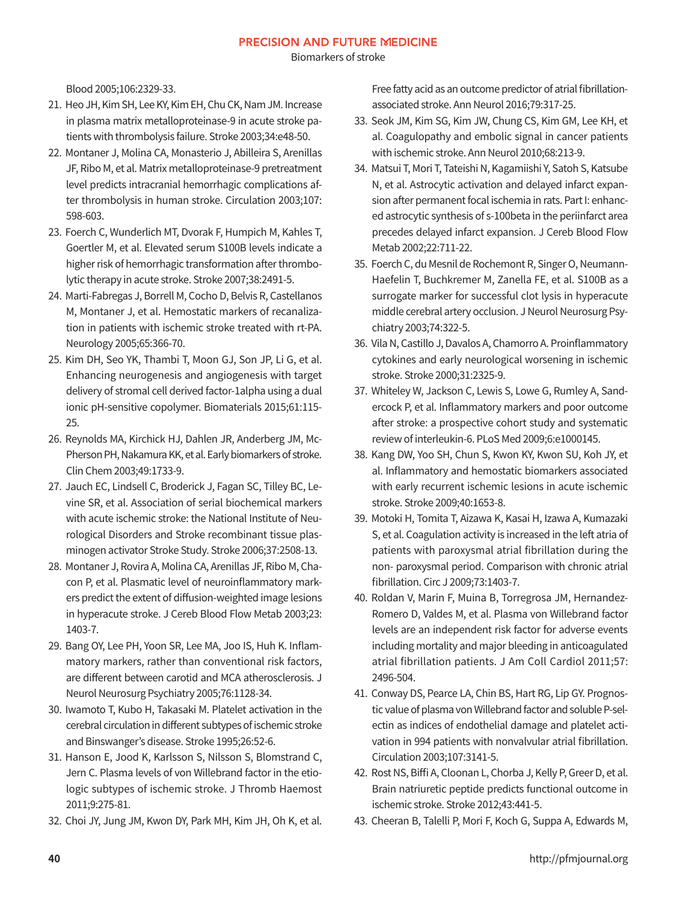Blood 2005;106:2329-33.

21. Heo JH, Kim SH, Lee KY, Kim EH, Chu CK, Nam JM. Increase in plasma matrix metalloproteinase-9 in acute stroke patients with thrombolysis failure. Stroke 2003;34:e48-50.
22. Montaner J, Molina CA, Monasterio J, Abilleira S, Arenillas JF, Ribo M, et al. Matrix metalloproteinase-9 pretreatment level predicts intracranial hemorrhagic complications after thrombolysis in human stroke. Circulation 2003;107:598-603.
23. Foerch C, Wunderlich MT, Dvorak F, Humpich M, Kahles T, Goertler M, et al. Elevated serum S100B levels indicate a higher risk of hemorrhagic transformation after thrombolytic therapy in acute stroke. Stroke 2007;38:2491-5.
24. Marti-Fabregas J, Borrell M, Cocho D, Belvis R, Castellanos M, Montaner J, et al. Hemostatic markers of recanalization in patients with ischemic stroke treated with rt-PA. Neurology 2005;65:366-70.
25. Kim DH, Seo YK, Thambi T, Moon GJ, Son JP, Li G, et al. Enhancing neurogenesis and angiogenesis with target delivery of stromal cell derived factor-1alpha using a dual ionic pH-sensitive copolymer. Biomaterials 2015;61:115-25.
26. Reynolds MA, Kirchick HJ, Dahlen JR, Anderberg JM, McPherson PH, Nakamura KK, et al. Early biomarkers of stroke. Clin Chem 2003;49:1733-9.
27. Jauch EC, Lindsell C, Broderick J, Fagan SC, Tilley BC, Levine SR, et al. Association of serial biochemical markers with acute ischemic stroke: the National Institute of Neurological Disorders and Stroke recombinant tissue plasminogen activator Stroke Study. Stroke 2006;37:2508-13.
28. Montaner J, Rovira A, Molina CA, Arenillas JF, Ribo M, Chacon P, et al. Plasmatic level of neuroinflammatory markers predict the extent of diffusion-weighted image lesions in hyperacute stroke. J Cereb Blood Flow Metab 2003;23:1403-7.
29. Bang OY, Lee PH, Yoon SR, Lee MA, Joo IS, Huh K. Inflammatory markers, rather than conventional risk factors, are different between carotid and MCA atherosclerosis. J Neurol Neurosurg Psychiatry 2005;76:1128-34.
30. Iwamoto T, Kubo H, Takasaki M. Platelet activation in the cerebral circulation in different subtypes of ischemic stroke and Binswanger's disease. Stroke 1995;26:52-6.
31. Hanson E, Jood K, Karlsson S, Nilsson S, Blomstrand C, Jern C. Plasma levels of von Willebrand factor in the etiologic subtypes of ischemic stroke. J Thromb Haemost 2011;9:275-81.
32. Choi JY, Jung JM, Kwon DY, Park MH, Kim JH, Oh K, et al. Free fatty acid as an outcome predictor of atrial fibrillation-associated stroke. Ann Neurol 2016;79:317-25.
33. Seok JM, Kim SG, Kim JW, Chung CS, Kim GM, Lee KH, et al. Coagulopathy and embolic signal in cancer patients with ischemic stroke. Ann Neurol 2010;68:213-9.
34. Matsui T, Mori T, Tateishi N, Kagamiishi Y, Satoh S, Katsube N, et al. Astrocytic activation and delayed infarct expansion after permanent focal ischemia in rats. Part I: enhanced astrocytic synthesis of s-100beta in the periinfarct area precedes delayed infarct expansion. J Cereb Blood Flow Metab 2002;22:711-22.
35. Foerch C, du Mesnil de Rochemont R, Singer O, Neumann-Haefelin T, Buchkremer M, Zanella FE, et al. S100B as a surrogate marker for successful clot lysis in hyperacute middle cerebral artery occlusion. J Neurol Neurosurg Psychiatry 2003;74:322-5.
36. Vila N, Castillo J, Davalos A, Chamorro A. Proinflammatory cytokines and early neurological worsening in ischemic stroke. Stroke 2000;31:2325-9.
37. Whiteley W, Jackson C, Lewis S, Lowe G, Rumley A, Sandercock P, et al. Inflammatory markers and poor outcome after stroke: a prospective cohort study and systematic review of interleukin-6. PLoS Med 2009;6:e1000145.
38. Kang DW, Yoo SH, Chun S, Kwon KY, Kwon SU, Koh JY, et al. Inflammatory and hemostatic biomarkers associated with early recurrent ischemic lesions in acute ischemic stroke. Stroke 2009;40:1653-8.
39. Motoki H, Tomita T, Aizawa K, Kasai H, Izawa A, Kumazaki S, et al. Coagulation activity is increased in the left atria of patients with paroxysmal atrial fibrillation during the non- paroxysmal period. Comparison with chronic atrial fibrillation. Circ J 2009;73:1403-7.
40. Roldan V, Marin F, Muina B, Torregrosa JM, Hernandez-Romero D, Valdes M, et al. Plasma von Willebrand factor levels are an independent risk factor for adverse events including mortality and major bleeding in anticoagulated atrial fibrillation patients. J Am Coll Cardiol 2011;57:2496-504.
41. Conway DS, Pearce LA, Chin BS, Hart RG, Lip GY. Prognostic value of plasma von Willebrand factor and soluble P-selectin as indices of endothelial damage and platelet activation in 994 patients with nonvalvular atrial fibrillation. Circulation 2003;107:3141-5.
42. Rost NS, Biffi A, Cloonan L, Chorba J, Kelly P, Greer D, et al. Brain natriuretic peptide predicts functional outcome in ischemic stroke. Stroke 2012;43:441-5.
43. Cheeran B, Talelli P, Mori F, Koch G, Suppa A, Edwards M,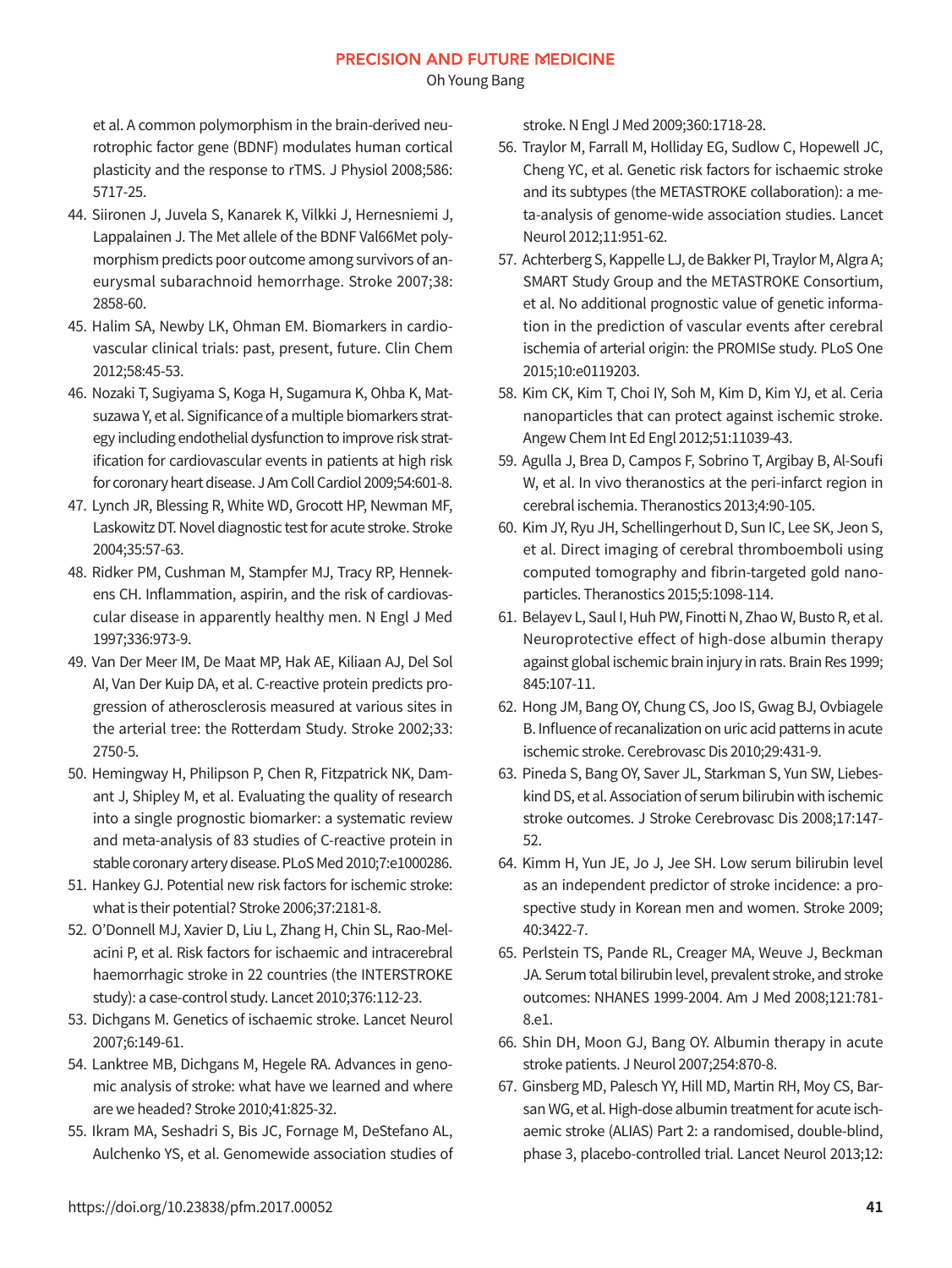et al. A common polymorphism in the brain-derived neurotrophic factor gene (BDNF) modulates human cortical plasticity and the response to rTMS. J Physiol 2008;586:5717-25.

44. Siironen J, Juvela S, Kanarek K, Vilkki J, Hernesniemi J, Lappalainen J. The Met allele of the BDNF Val66Met polymorphism predicts poor outcome among survivors of aneurysmal subarachnoid hemorrhage. Stroke 2007;38:2858-60.
45. Halim SA, Newby LK, Ohman EM. Biomarkers in cardiovascular clinical trials: past, present, future. Clin Chem 2012;58:45-53.
46. Nozaki T, Sugiyama S, Koga H, Sugamura K, Ohba K, Matsuzawa Y, et al. Significance of a multiple biomarkers strategy including endothelial dysfunction to improve risk stratification for cardiovascular events in patients at high risk for coronary heart disease. J Am Coll Cardiol 2009;54:601-8.
47. Lynch JR, Blessing R, White WD, Grocott HP, Newman MF, Laskowitz DT. Novel diagnostic test for acute stroke. Stroke 2004;35:57-63.
48. Ridker PM, Cushman M, Stampfer MJ, Tracy RP, Hennekens CH. Inflammation, aspirin, and the risk of cardiovascular disease in apparently healthy men. N Engl J Med 1997;336:973-9.
49. Van Der Meer IM, De Maat MP, Hak AE, Kiliaan AJ, Del Sol AI, Van Der Kuip DA, et al. C-reactive protein predicts progression of atherosclerosis measured at various sites in the arterial tree: the Rotterdam Study. Stroke 2002;33:2750-5.
50. Hemingway H, Philipson P, Chen R, Fitzpatrick NK, Damant J, Shipley M, et al. Evaluating the quality of research into a single prognostic biomarker: a systematic review and meta-analysis of 83 studies of C-reactive protein in stable coronary artery disease. PLoS Med 2010;7:e1000286.
51. Hankey GJ. Potential new risk factors for ischemic stroke: what is their potential? Stroke 2006;37:2181-8.
52. O'Donnell MJ, Xavier D, Liu L, Zhang H, Chin SL, Rao-Melacini P, et al. Risk factors for ischaemic and intracerebral haemorrhagic stroke in 22 countries (the INTERSTROKE study): a case-control study. Lancet 2010;376:112-23.
53. Dichgans M. Genetics of ischaemic stroke. Lancet Neurol 2007;6:149-61.
54. Lanktree MB, Dichgans M, Hegele RA. Advances in genomic analysis of stroke: what have we learned and where are we headed? Stroke 2010;41:825-32.
55. Ikram MA, Seshadri S, Bis JC, Fornage M, DeStefano AL, Aulchenko YS, et al. Genomewide association studies of stroke. N Engl J Med 2009;360:1718-28.
56. Traylor M, Farrall M, Holliday EG, Sudlow C, Hopewell JC, Cheng YC, et al. Genetic risk factors for ischaemic stroke and its subtypes (the METASTROKE collaboration): a meta-analysis of genome-wide association studies. Lancet Neurol 2012;11:951-62.
57. Achterberg S, Kappelle LJ, de Bakker PI, Traylor M, Algra A; SMART Study Group and the METASTROKE Consortium, et al. No additional prognostic value of genetic information in the prediction of vascular events after cerebral ischemia of arterial origin: the PROMISe study. PLoS One 2015;10:e0119203.
58. Kim CK, Kim T, Choi IY, Soh M, Kim D, Kim YJ, et al. Ceria nanoparticles that can protect against ischemic stroke. Angew Chem Int Ed Engl 2012;51:11039-43.
59. Agulla J, Brea D, Campos F, Sobrino T, Argibay B, Al-Soufi W, et al. In vivo theranostics at the peri-infarct region in cerebral ischemia. Theranostics 2013;4:90-105.
60. Kim JY, Ryu JH, Schellingerhout D, Sun IC, Lee SK, Jeon S, et al. Direct imaging of cerebral thromboemboli using computed tomography and fibrin-targeted gold nanoparticles. Theranostics 2015;5:1098-114.
61. Belayev L, Saul I, Huh PW, Finotti N, Zhao W, Busto R, et al. Neuroprotective effect of high-dose albumin therapy against global ischemic brain injury in rats. Brain Res 1999;845:107-11.
62. Hong JM, Bang OY, Chung CS, Joo IS, Gwag BJ, Ovbiagele B. Influence of recanalization on uric acid patterns in acute ischemic stroke. Cerebrovasc Dis 2010;29:431-9.
63. Pineda S, Bang OY, Saver JL, Starkman S, Yun SW, Liebeskind DS, et al. Association of serum bilirubin with ischemic stroke outcomes. J Stroke Cerebrovasc Dis 2008;17:147-52.
64. Kimm H, Yun JE, Jo J, Jee SH. Low serum bilirubin level as an independent predictor of stroke incidence: a prospective study in Korean men and women. Stroke 2009;40:3422-7.
65. Perlstein TS, Pande RL, Creager MA, Weuve J, Beckman JA. Serum total bilirubin level, prevalent stroke, and stroke outcomes: NHANES 1999-2004. Am J Med 2008;121:781-8.e1.
66. Shin DH, Moon GJ, Bang OY. Albumin therapy in acute stroke patients. J Neurol 2007;254:870-8.
67. Ginsberg MD, Palesch YY, Hill MD, Martin RH, Moy CS, Barsan WG, et al. High-dose albumin treatment for acute ischaemic stroke (ALIAS) Part 2: a randomised, double-blind, phase 3, placebo-controlled trial. Lancet Neurol 2013;12: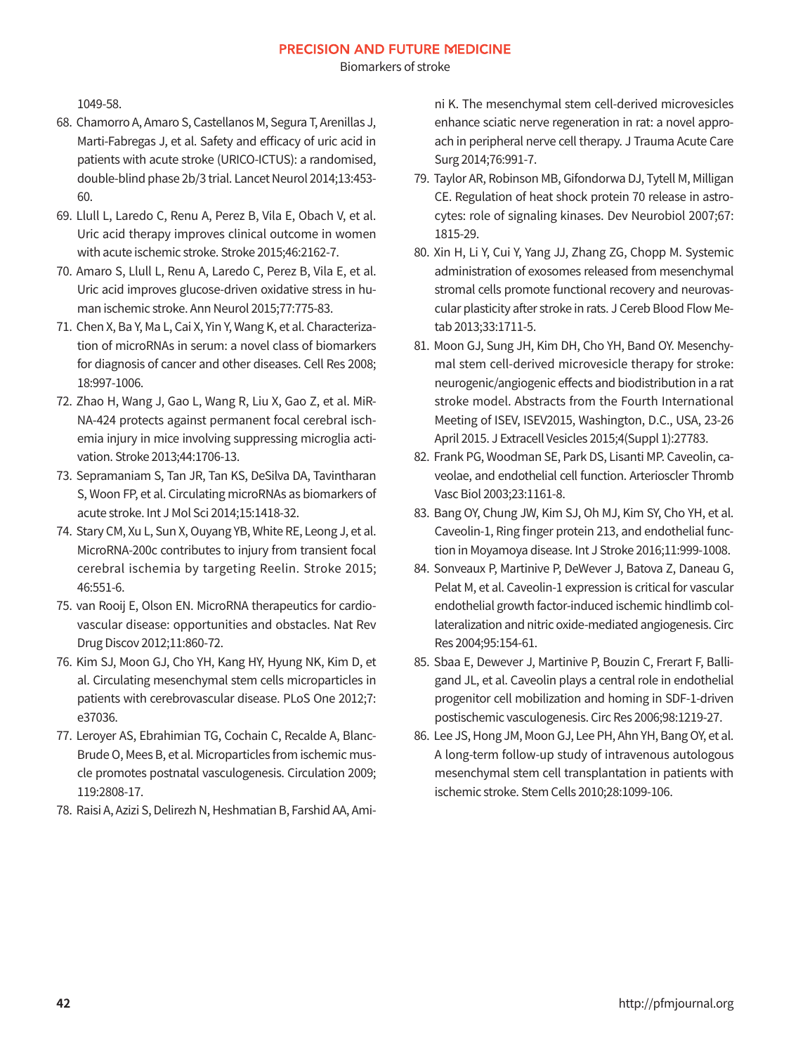1049-58.

68. Chamorro A, Amaro S, Castellanos M, Segura T, Arenillas J, Marti-Fabregas J, et al. Safety and efficacy of uric acid in patients with acute stroke (URICO-ICTUS): a randomised, double-blind phase 2b/3 trial. Lancet Neurol 2014;13:453-60.
69. Llull L, Laredo C, Renu A, Perez B, Vila E, Obach V, et al. Uric acid therapy improves clinical outcome in women with acute ischemic stroke. Stroke 2015;46:2162-7.
70. Amaro S, Llull L, Renu A, Laredo C, Perez B, Vila E, et al. Uric acid improves glucose-driven oxidative stress in human ischemic stroke. Ann Neurol 2015;77:775-83.
71. Chen X, Ba Y, Ma L, Cai X, Yin Y, Wang K, et al. Characterization of microRNAs in serum: a novel class of biomarkers for diagnosis of cancer and other diseases. Cell Res 2008;18:997-1006.
72. Zhao H, Wang J, Gao L, Wang R, Liu X, Gao Z, et al. MiRNA-424 protects against permanent focal cerebral ischemia injury in mice involving suppressing microglia activation. Stroke 2013;44:1706-13.
73. Sepramaniam S, Tan JR, Tan KS, DeSilva DA, Tavintharan S, Woon FP, et al. Circulating microRNAs as biomarkers of acute stroke. Int J Mol Sci 2014;15:1418-32.
74. Stary CM, Xu L, Sun X, Ouyang YB, White RE, Leong J, et al. MicroRNA-200c contributes to injury from transient focal cerebral ischemia by targeting Reelin. Stroke 2015;46:551-6.
75. van Rooij E, Olson EN. MicroRNA therapeutics for cardiovascular disease: opportunities and obstacles. Nat Rev Drug Discov 2012;11:860-72.
76. Kim SJ, Moon GJ, Cho YH, Kang HY, Hyung NK, Kim D, et al. Circulating mesenchymal stem cells microparticles in patients with cerebrovascular disease. PLoS One 2012;7:e37036.
77. Leroyer AS, Ebrahimian TG, Cochain C, Recalde A, Blanc-Brude O, Mees B, et al. Microparticles from ischemic muscle promotes postnatal vasculogenesis. Circulation 2009;119:2808-17.
78. Raisi A, Azizi S, Delirezh N, Heshmatian B, Farshid AA, Amini K. The mesenchymal stem cell-derived microvesicles enhance sciatic nerve regeneration in rat: a novel approach in peripheral nerve cell therapy. J Trauma Acute Care Surg 2014;76:991-7.
79. Taylor AR, Robinson MB, Gifondorwa DJ, Tytell M, Milligan CE. Regulation of heat shock protein 70 release in astrocytes: role of signaling kinases. Dev Neurobiol 2007;67:1815-29.
80. Xin H, Li Y, Cui Y, Yang JJ, Zhang ZG, Chopp M. Systemic administration of exosomes released from mesenchymal stromal cells promote functional recovery and neurovascular plasticity after stroke in rats. J Cereb Blood Flow Metab 2013;33:1711-5.
81. Moon GJ, Sung JH, Kim DH, Cho YH, Band OY. Mesenchymal stem cell-derived microvesicle therapy for stroke: neurogenic/angiogenic effects and biodistribution in a rat stroke model. Abstracts from the Fourth International Meeting of ISEV, ISEV2015, Washington, D.C., USA, 23-26 April 2015. J Extracell Vesicles 2015;4(Suppl 1):27783.
82. Frank PG, Woodman SE, Park DS, Lisanti MP. Caveolin, caveolae, and endothelial cell function. Arterioscler Thromb Vasc Biol 2003;23:1161-8.
83. Bang OY, Chung JW, Kim SJ, Oh MJ, Kim SY, Cho YH, et al. Caveolin-1, Ring finger protein 213, and endothelial function in Moyamoya disease. Int J Stroke 2016;11:999-1008.
84. Sonveaux P, Martinive P, DeWever J, Batova Z, Daneau G, Pelat M, et al. Caveolin-1 expression is critical for vascular endothelial growth factor-induced ischemic hindlimb collateralization and nitric oxide-mediated angiogenesis. Circ Res 2004;95:154-61.
85. Sbaa E, Dewever J, Martinive P, Bouzin C, Frerart F, Balligand JL, et al. Caveolin plays a central role in endothelial progenitor cell mobilization and homing in SDF-1-driven postischemic vasculogenesis. Circ Res 2006;98:1219-27.
86. Lee JS, Hong JM, Moon GJ, Lee PH, Ahn YH, Bang OY, et al. A long-term follow-up study of intravenous autologous mesenchymal stem cell transplantation in patients with ischemic stroke. Stem Cells 2010;28:1099-106.